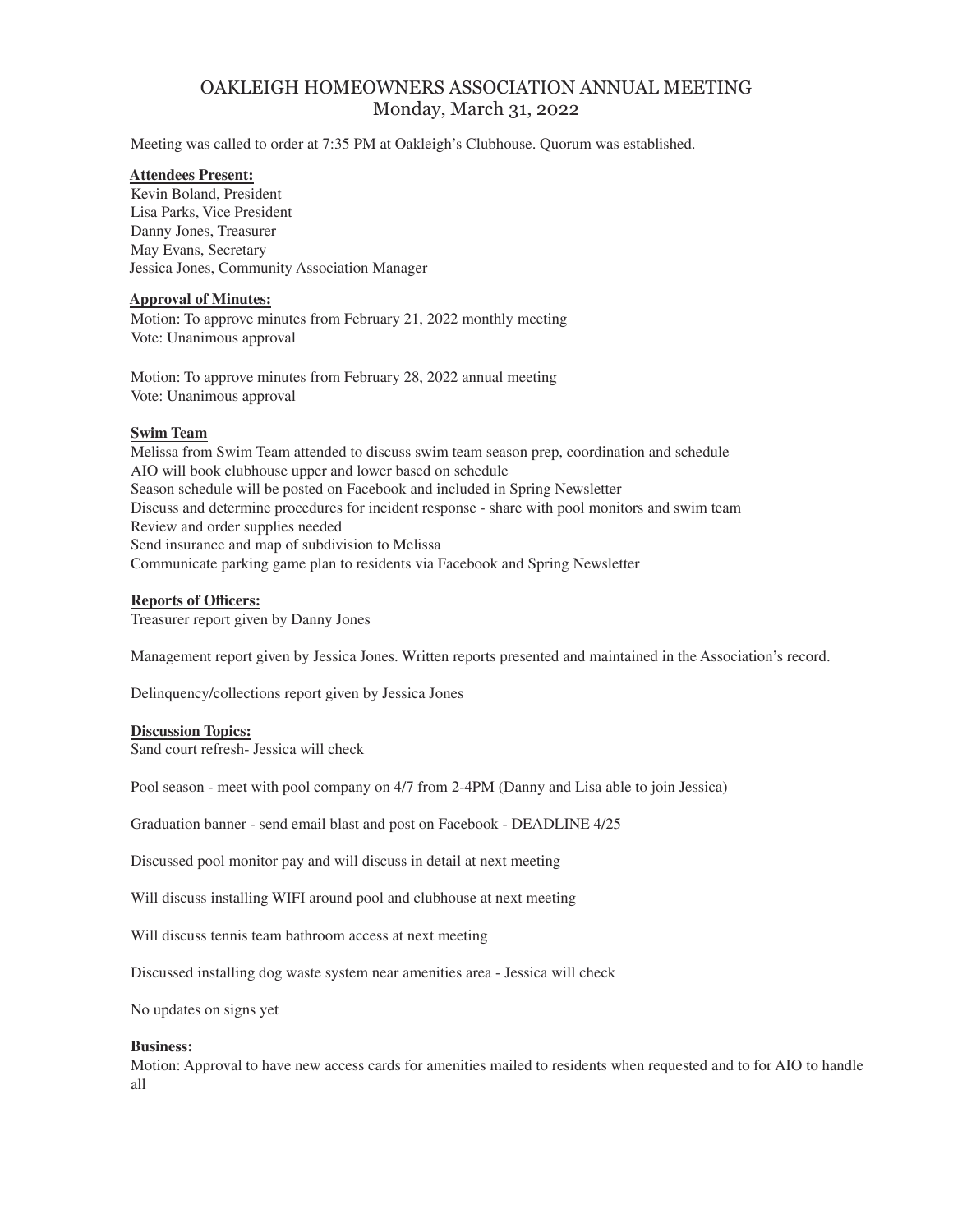# OAKLEIGH HOMEOWNERS ASSOCIATION ANNUAL MEETING
## Monday, March 31, 2022

Meeting was called to order at 7:35 PM at Oakleigh's Clubhouse. Quorum was established.

**Attendees Present:**
Kevin Boland, President
Lisa Parks, Vice President
Danny Jones, Treasurer
May Evans, Secretary
Jessica Jones, Community Association Manager

**Approval of Minutes:**
Motion: To approve minutes from February 21, 2022 monthly meeting
Vote: Unanimous approval

Motion: To approve minutes from February 28, 2022 annual meeting
Vote: Unanimous approval

**Swim Team**
Melissa from Swim Team attended to discuss swim team season prep, coordination and schedule
AIO will book clubhouse upper and lower based on schedule
Season schedule will be posted on Facebook and included in Spring Newsletter
Discuss and determine procedures for incident response - share with pool monitors and swim team
Review and order supplies needed
Send insurance and map of subdivision to Melissa
Communicate parking game plan to residents via Facebook and Spring Newsletter

**Reports of Officers:**
Treasurer report given by Danny Jones

Management report given by Jessica Jones. Written reports presented and maintained in the Association's record.

Delinquency/collections report given by Jessica Jones

**Discussion Topics:**
Sand court refresh- Jessica will check

Pool season - meet with pool company on 4/7 from 2-4PM (Danny and Lisa able to join Jessica)

Graduation banner - send email blast and post on Facebook - DEADLINE 4/25

Discussed pool monitor pay and will discuss in detail at next meeting

Will discuss installing WIFI around pool and clubhouse at next meeting

Will discuss tennis team bathroom access at next meeting

Discussed installing dog waste system near amenities area - Jessica will check

No updates on signs yet

**Business:**
Motion: Approval to have new access cards for amenities mailed to residents when requested and to for AIO to handle all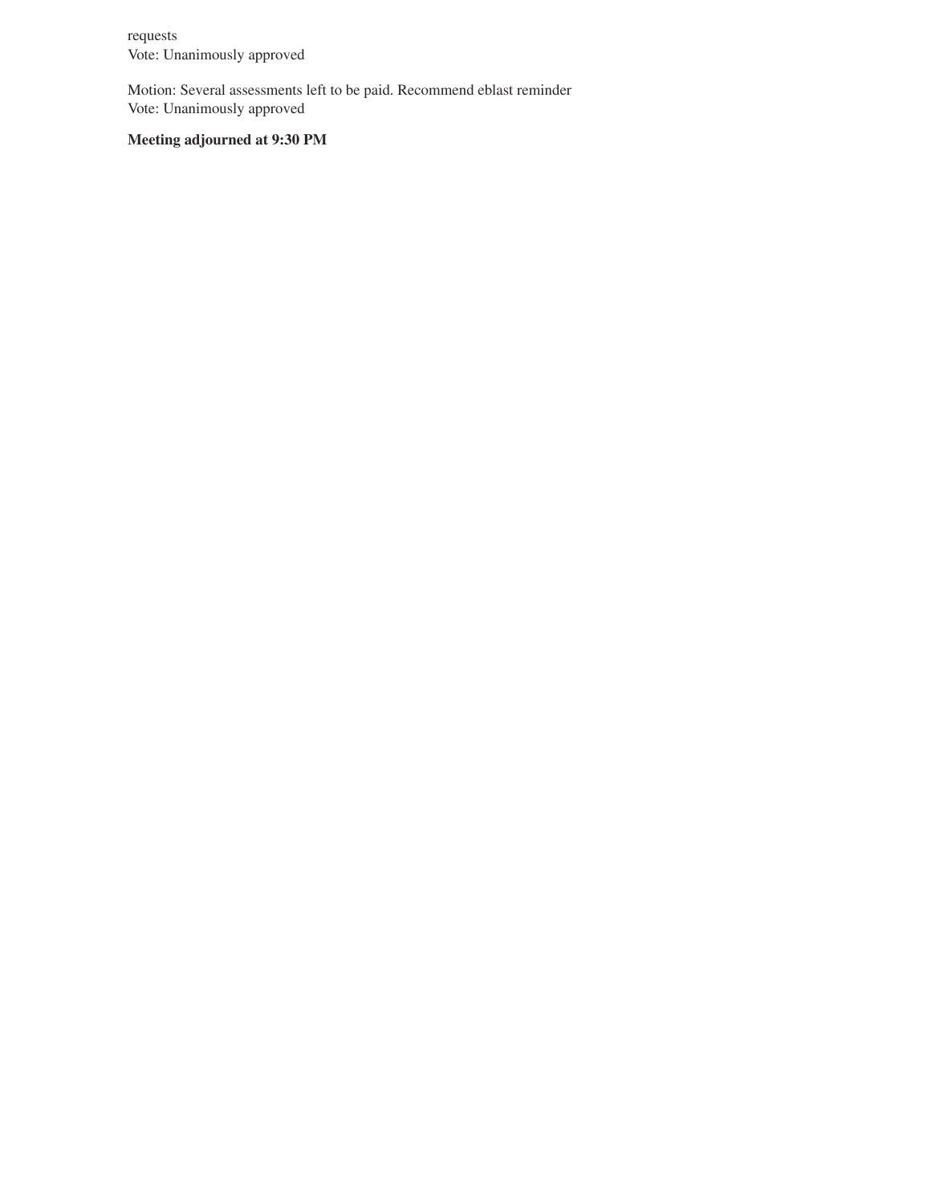requests
Vote: Unanimously approved

Motion: Several assessments left to be paid. Recommend eblast reminder
Vote: Unanimously approved

**Meeting adjourned at 9:30 PM**